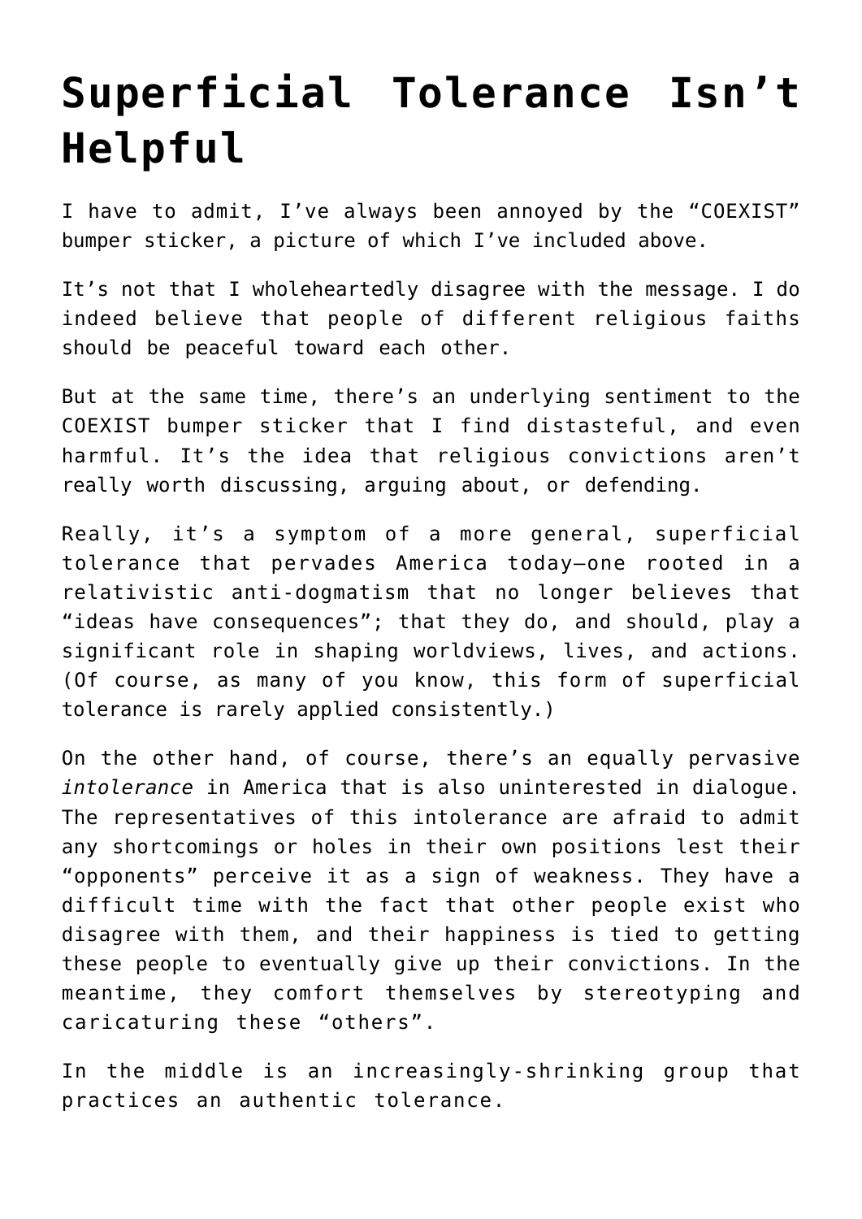# Superficial Tolerance Isn't Helpful

I have to admit, I've always been annoyed by the "COEXIST" bumper sticker, a picture of which I've included above.

It's not that I wholeheartedly disagree with the message. I do indeed believe that people of different religious faiths should be peaceful toward each other.

But at the same time, there's an underlying sentiment to the COEXIST bumper sticker that I find distasteful, and even harmful. It's the idea that religious convictions aren't really worth discussing, arguing about, or defending.

Really, it's a symptom of a more general, superficial tolerance that pervades America today—one rooted in a relativistic anti-dogmatism that no longer believes that "ideas have consequences"; that they do, and should, play a significant role in shaping worldviews, lives, and actions. (Of course, as many of you know, this form of superficial tolerance is rarely applied consistently.)

On the other hand, of course, there's an equally pervasive *intolerance* in America that is also uninterested in dialogue. The representatives of this intolerance are afraid to admit any shortcomings or holes in their own positions lest their "opponents" perceive it as a sign of weakness. They have a difficult time with the fact that other people exist who disagree with them, and their happiness is tied to getting these people to eventually give up their convictions. In the meantime, they comfort themselves by stereotyping and caricaturing these "others".

In the middle is an increasingly-shrinking group that practices an authentic tolerance.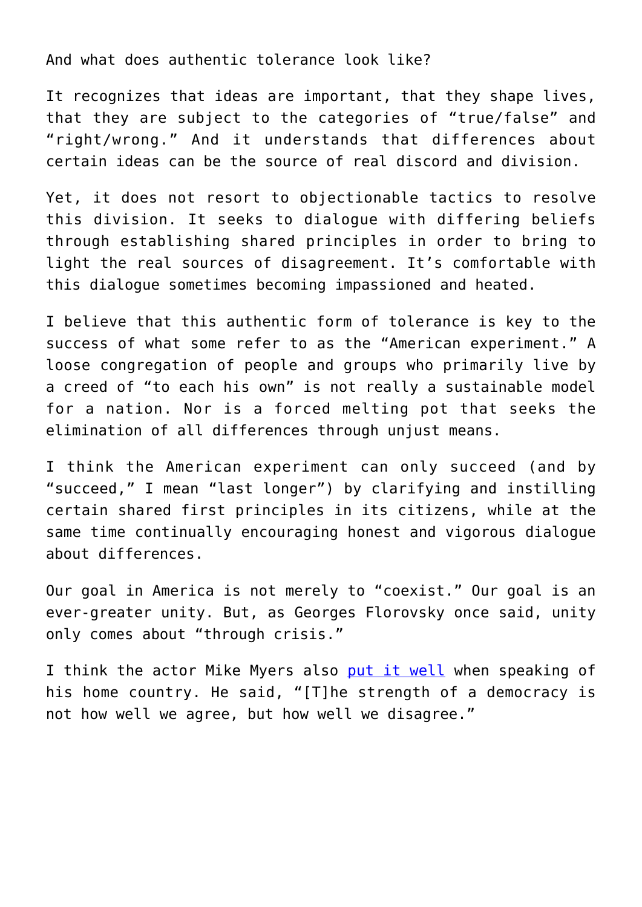And what does authentic tolerance look like?

It recognizes that ideas are important, that they shape lives, that they are subject to the categories of "true/false" and "right/wrong." And it understands that differences about certain ideas can be the source of real discord and division.

Yet, it does not resort to objectionable tactics to resolve this division. It seeks to dialogue with differing beliefs through establishing shared principles in order to bring to light the real sources of disagreement. It's comfortable with this dialogue sometimes becoming impassioned and heated.

I believe that this authentic form of tolerance is key to the success of what some refer to as the "American experiment." A loose congregation of people and groups who primarily live by a creed of "to each his own" is not really a sustainable model for a nation. Nor is a forced melting pot that seeks the elimination of all differences through unjust means.

I think the American experiment can only succeed (and by "succeed," I mean "last longer") by clarifying and instilling certain shared first principles in its citizens, while at the same time continually encouraging honest and vigorous dialogue about differences.

Our goal in America is not merely to "coexist." Our goal is an ever-greater unity. But, as Georges Florovsky once said, unity only comes about "through crisis."

I think the actor Mike Myers also put it well when speaking of his home country. He said, "[T]he strength of a democracy is not how well we agree, but how well we disagree."